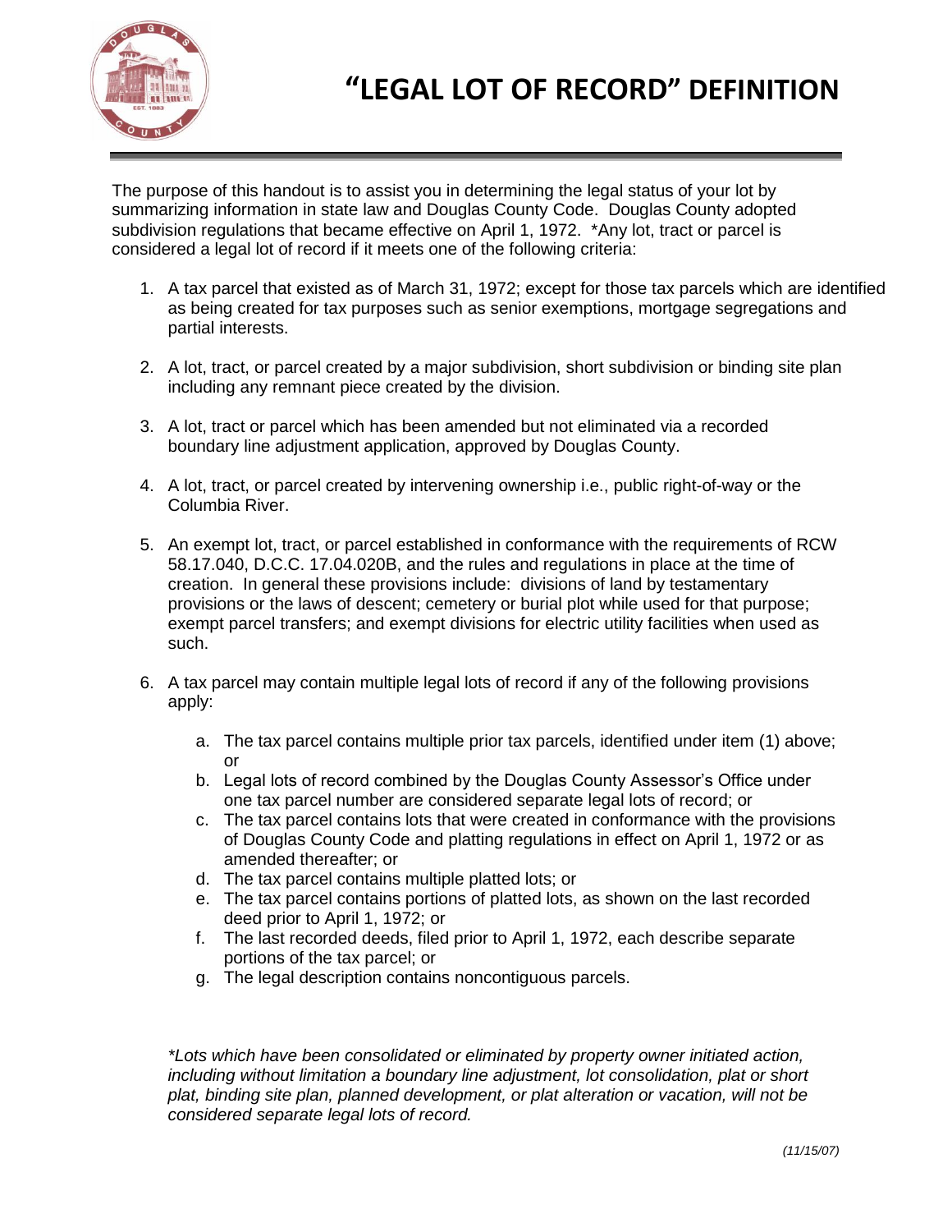# "LEGAL LOT OF RECORD" DEFINITION

The purpose of this handout is to assist you in determining the legal status of your lot by summarizing information in state law and Douglas County Code. Douglas County adopted subdivision regulations that became effective on April 1, 1972. *Any lot, tract or parcel is considered a legal lot of record if it meets one of the following criteria:

1. A tax parcel that existed as of March 31, 1972; except for those tax parcels which are identified as being created for tax purposes such as senior exemptions, mortgage segregations and partial interests.

2. A lot, tract, or parcel created by a major subdivision, short subdivision or binding site plan including any remnant piece created by the division.

3. A lot, tract or parcel which has been amended but not eliminated via a recorded boundary line adjustment application, approved by Douglas County.

4. A lot, tract, or parcel created by intervening ownership i.e., public right-of-way or the Columbia River.

5. An exempt lot, tract, or parcel established in conformance with the requirements of RCW 58.17.040, D.C.C. 17.04.020B, and the rules and regulations in place at the time of creation. In general these provisions include: divisions of land by testamentary provisions or the laws of descent; cemetery or burial plot while used for that purpose; exempt parcel transfers; and exempt divisions for electric utility facilities when used as such.

6. A tax parcel may contain multiple legal lots of record if any of the following provisions apply:

   a. The tax parcel contains multiple prior tax parcels, identified under item (1) above; or
   b. Legal lots of record combined by the Douglas County Assessor's Office under one tax parcel number are considered separate legal lots of record; or
   c. The tax parcel contains lots that were created in conformance with the provisions of Douglas County Code and platting regulations in effect on April 1, 1972 or as amended thereafter; or
   d. The tax parcel contains multiple platted lots; or
   e. The tax parcel contains portions of platted lots, as shown on the last recorded deed prior to April 1, 1972; or
   f. The last recorded deeds, filed prior to April 1, 1972, each describe separate portions of the tax parcel; or
   g. The legal description contains noncontiguous parcels.

*\*Lots which have been consolidated or eliminated by property owner initiated action, including without limitation a boundary line adjustment, lot consolidation, plat or short plat, binding site plan, planned development, or plat alteration or vacation, will not be considered separate legal lots of record.*

*(11/15/07)*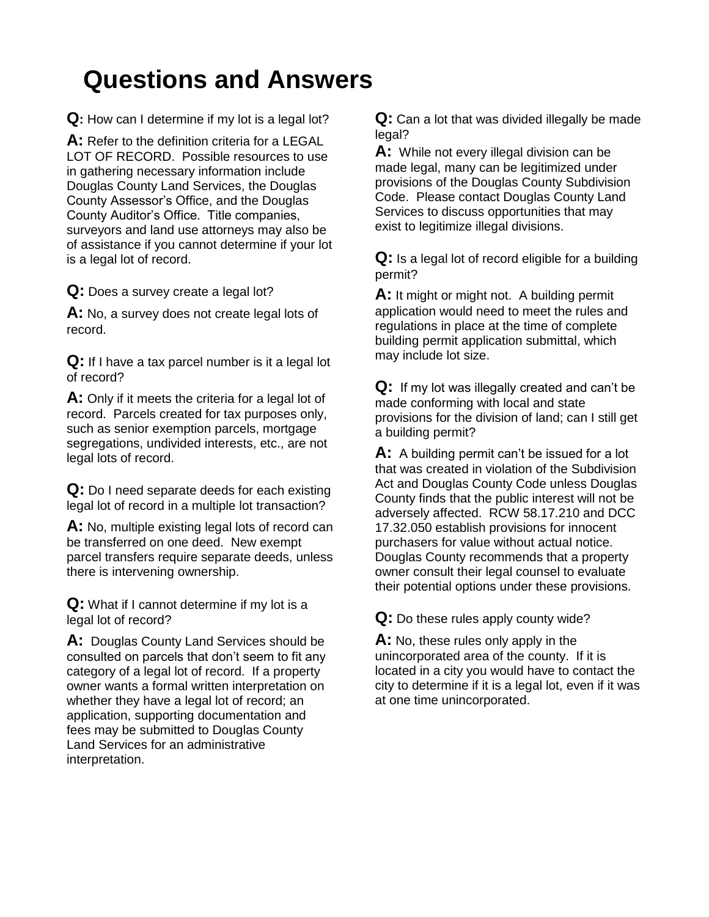# Questions and Answers

**Q:** How can I determine if my lot is a legal lot?

**A:** Refer to the definition criteria for a LEGAL LOT OF RECORD. Possible resources to use in gathering necessary information include Douglas County Land Services, the Douglas County Assessor's Office, and the Douglas County Auditor's Office. Title companies, surveyors and land use attorneys may also be of assistance if you cannot determine if your lot is a legal lot of record.

**Q:** Does a survey create a legal lot?

**A:** No, a survey does not create legal lots of record.

**Q:** If I have a tax parcel number is it a legal lot of record?

**A:** Only if it meets the criteria for a legal lot of record. Parcels created for tax purposes only, such as senior exemption parcels, mortgage segregations, undivided interests, etc., are not legal lots of record.

**Q:** Do I need separate deeds for each existing legal lot of record in a multiple lot transaction?

**A:** No, multiple existing legal lots of record can be transferred on one deed. New exempt parcel transfers require separate deeds, unless there is intervening ownership.

**Q:** What if I cannot determine if my lot is a legal lot of record?

**A:** Douglas County Land Services should be consulted on parcels that don't seem to fit any category of a legal lot of record. If a property owner wants a formal written interpretation on whether they have a legal lot of record; an application, supporting documentation and fees may be submitted to Douglas County Land Services for an administrative interpretation.

**Q:** Can a lot that was divided illegally be made legal?

**A:** While not every illegal division can be made legal, many can be legitimized under provisions of the Douglas County Subdivision Code. Please contact Douglas County Land Services to discuss opportunities that may exist to legitimize illegal divisions.

**Q:** Is a legal lot of record eligible for a building permit?

**A:** It might or might not. A building permit application would need to meet the rules and regulations in place at the time of complete building permit application submittal, which may include lot size.

**Q:** If my lot was illegally created and can't be made conforming with local and state provisions for the division of land; can I still get a building permit?

**A:** A building permit can't be issued for a lot that was created in violation of the Subdivision Act and Douglas County Code unless Douglas County finds that the public interest will not be adversely affected. RCW 58.17.210 and DCC 17.32.050 establish provisions for innocent purchasers for value without actual notice. Douglas County recommends that a property owner consult their legal counsel to evaluate their potential options under these provisions.

**Q:** Do these rules apply county wide?

**A:** No, these rules only apply in the unincorporated area of the county. If it is located in a city you would have to contact the city to determine if it is a legal lot, even if it was at one time unincorporated.